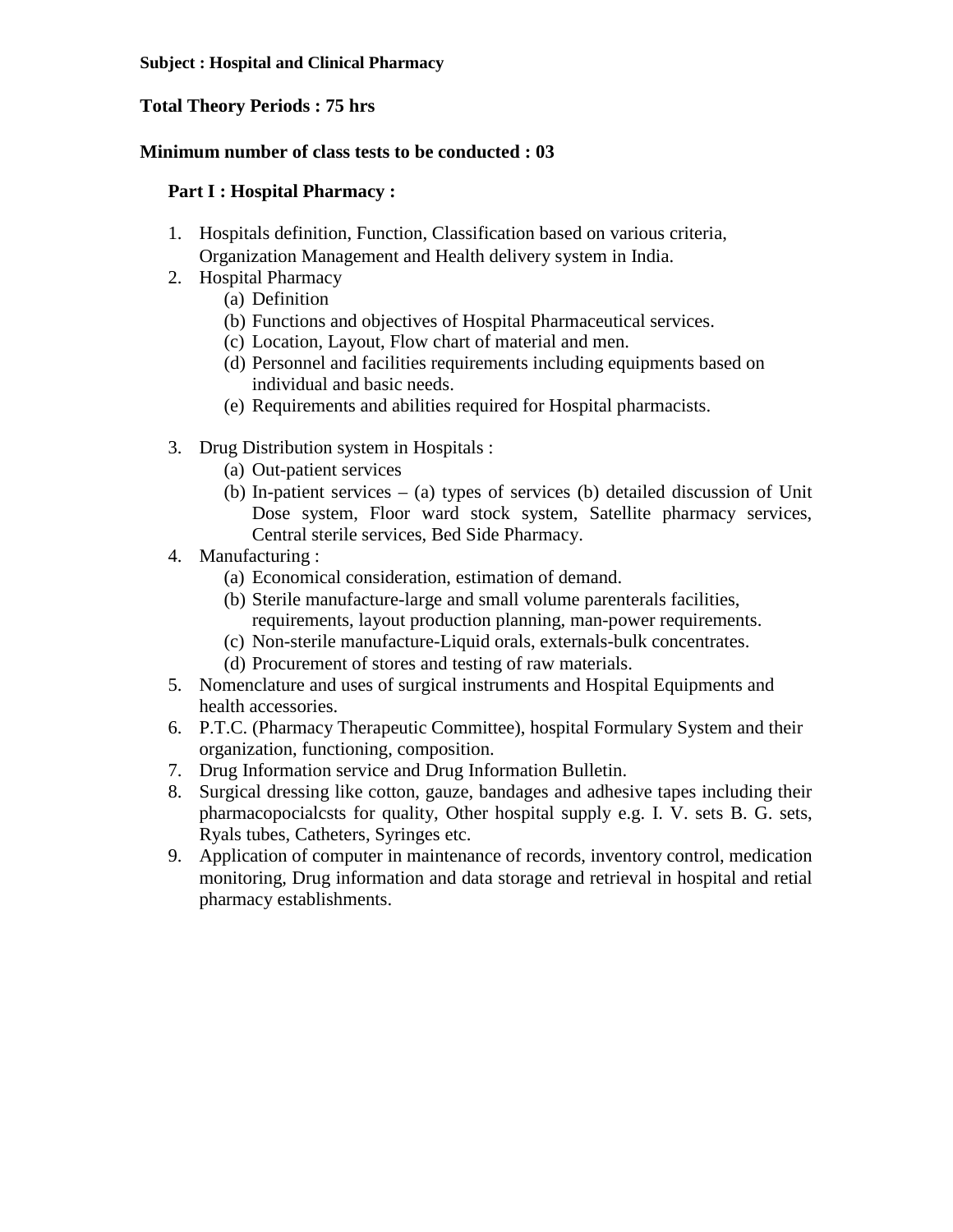**Subject : Hospital and Clinical Pharmacy**

**Total Theory Periods : 75 hrs**

**Minimum number of class tests to be conducted : 03**

**Part I : Hospital Pharmacy :**

1. Hospitals definition, Function, Classification based on various criteria, Organization Management and Health delivery system in India.
2. Hospital Pharmacy
   (a) Definition
   (b) Functions and objectives of Hospital Pharmaceutical services.
   (c) Location, Layout, Flow chart of material and men.
   (d) Personnel and facilities requirements including equipments based on individual and basic needs.
   (e) Requirements and abilities required for Hospital pharmacists.

3. Drug Distribution system in Hospitals :
   (a) Out-patient services
   (b) In-patient services – (a) types of services (b) detailed discussion of Unit Dose system, Floor ward stock system, Satellite pharmacy services, Central sterile services, Bed Side Pharmacy.
4. Manufacturing :
   (a) Economical consideration, estimation of demand.
   (b) Sterile manufacture-large and small volume parenterals facilities, requirements, layout production planning, man-power requirements.
   (c) Non-sterile manufacture-Liquid orals, externals-bulk concentrates.
   (d) Procurement of stores and testing of raw materials.
5. Nomenclature and uses of surgical instruments and Hospital Equipments and health accessories.
6. P.T.C. (Pharmacy Therapeutic Committee), hospital Formulary System and their organization, functioning, composition.
7. Drug Information service and Drug Information Bulletin.
8. Surgical dressing like cotton, gauze, bandages and adhesive tapes including their pharmacopocialcsts for quality, Other hospital supply e.g. I. V. sets B. G. sets, Ryals tubes, Catheters, Syringes etc.
9. Application of computer in maintenance of records, inventory control, medication monitoring, Drug information and data storage and retrieval in hospital and retial pharmacy establishments.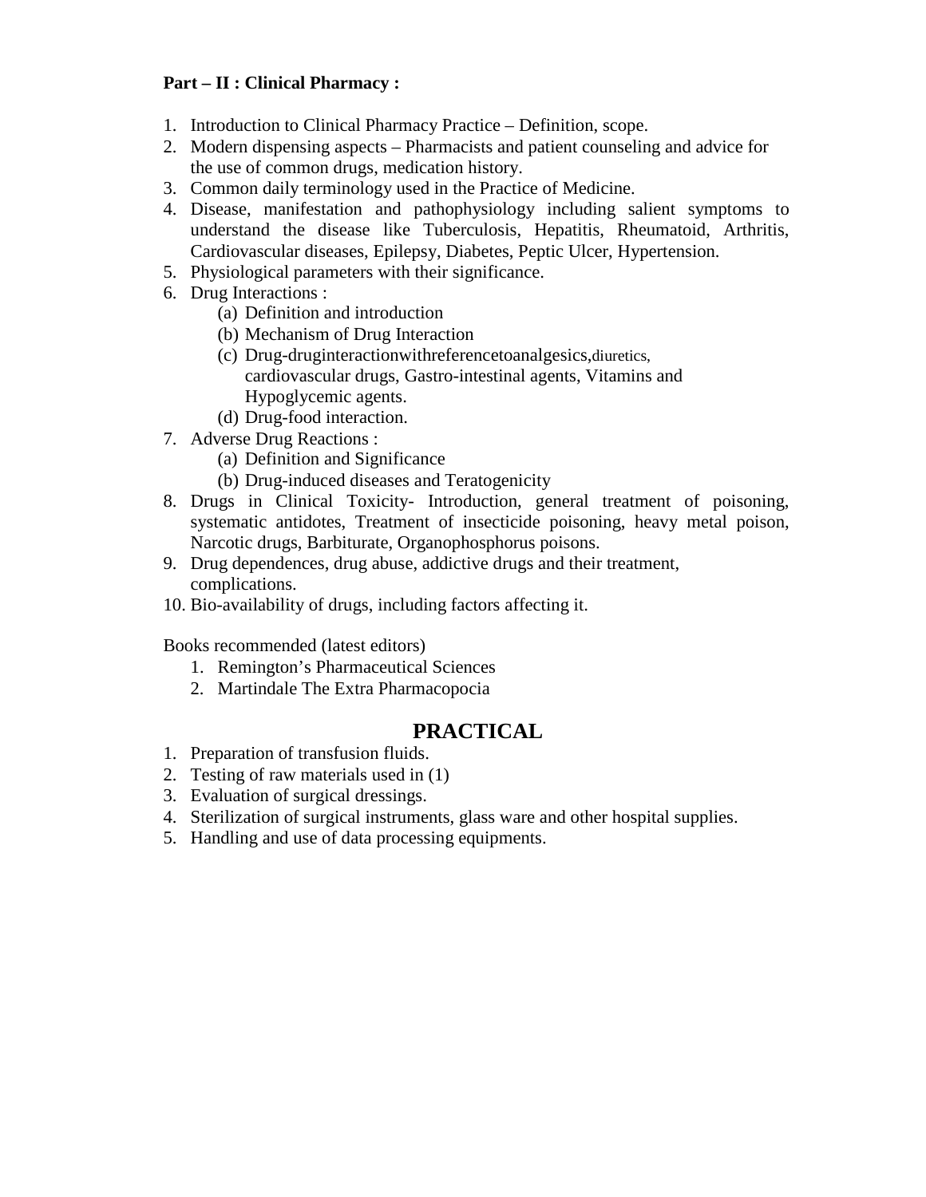**Part – II : Clinical Pharmacy :**

1. Introduction to Clinical Pharmacy Practice – Definition, scope.
2. Modern dispensing aspects – Pharmacists and patient counseling and advice for the use of common drugs, medication history.
3. Common daily terminology used in the Practice of Medicine.
4. Disease, manifestation and pathophysiology including salient symptoms to understand the disease like Tuberculosis, Hepatitis, Rheumatoid, Arthritis, Cardiovascular diseases, Epilepsy, Diabetes, Peptic Ulcer, Hypertension.
5. Physiological parameters with their significance.
6. Drug Interactions :
   - (a) Definition and introduction
   - (b) Mechanism of Drug Interaction
   - (c) Drug-druginteractionwithreferencetoanalgesics,diuretics, cardiovascular drugs, Gastro-intestinal agents, Vitamins and Hypoglycemic agents.
   - (d) Drug-food interaction.
7. Adverse Drug Reactions :
   - (a) Definition and Significance
   - (b) Drug-induced diseases and Teratogenicity
8. Drugs in Clinical Toxicity- Introduction, general treatment of poisoning, systematic antidotes, Treatment of insecticide poisoning, heavy metal poison, Narcotic drugs, Barbiturate, Organophosphorus poisons.
9. Drug dependences, drug abuse, addictive drugs and their treatment, complications.
10. Bio-availability of drugs, including factors affecting it.

Books recommended (latest editors)

1. Remington's Pharmaceutical Sciences
2. Martindale The Extra Pharmacopocia

## PRACTICAL

1. Preparation of transfusion fluids.
2. Testing of raw materials used in (1)
3. Evaluation of surgical dressings.
4. Sterilization of surgical instruments, glass ware and other hospital supplies.
5. Handling and use of data processing equipments.